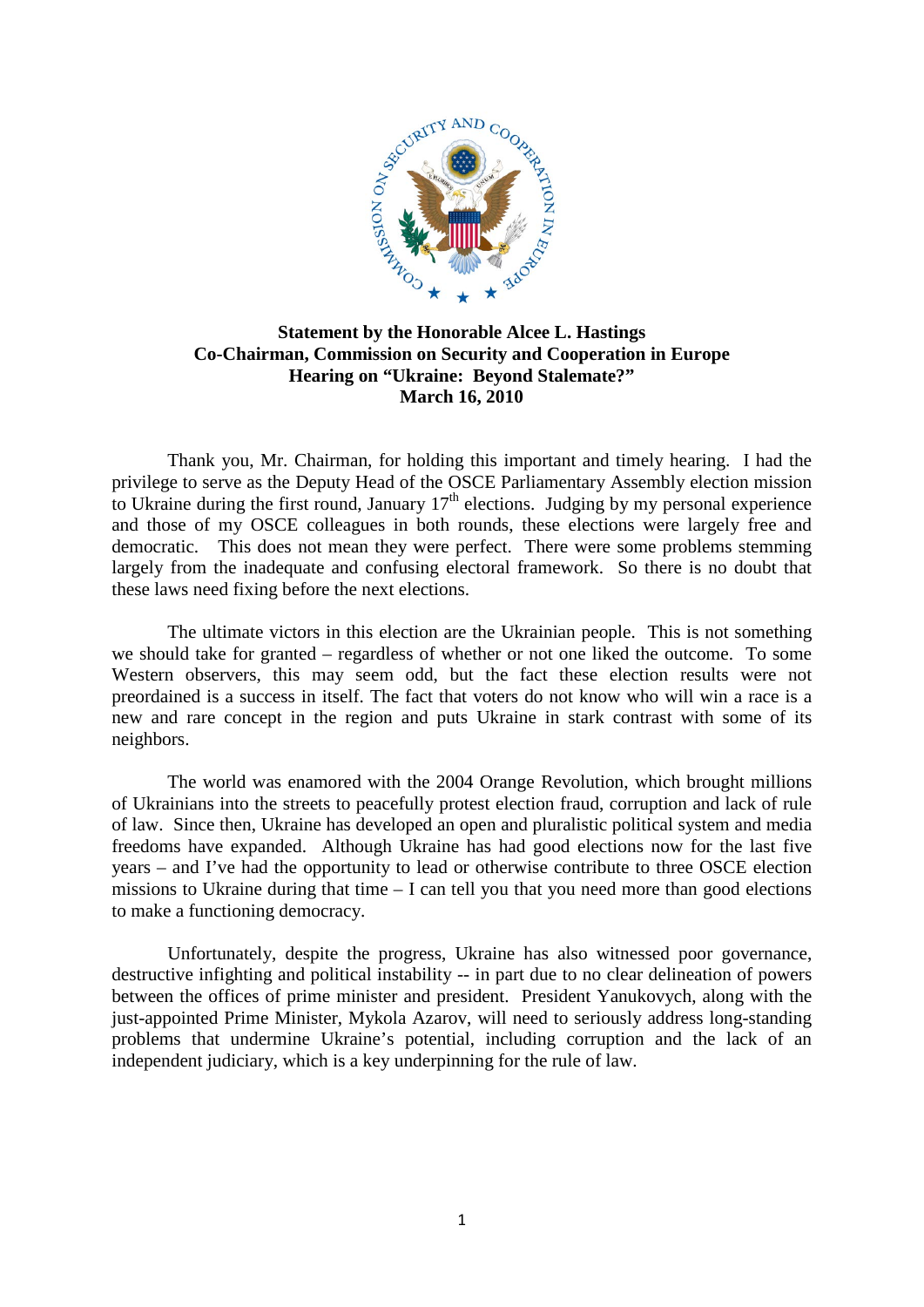**Statement by the Honorable Alcee L. Hastings**
**Co-Chairman, Commission on Security and Cooperation in Europe**
**Hearing on "Ukraine: Beyond Stalemate?"**
**March 16, 2010**

Thank you, Mr. Chairman, for holding this important and timely hearing. I had the privilege to serve as the Deputy Head of the OSCE Parliamentary Assembly election mission to Ukraine during the first round, January 17th elections. Judging by my personal experience and those of my OSCE colleagues in both rounds, these elections were largely free and democratic. This does not mean they were perfect. There were some problems stemming largely from the inadequate and confusing electoral framework. So there is no doubt that these laws need fixing before the next elections.

The ultimate victors in this election are the Ukrainian people. This is not something we should take for granted – regardless of whether or not one liked the outcome. To some Western observers, this may seem odd, but the fact these election results were not preordained is a success in itself. The fact that voters do not know who will win a race is a new and rare concept in the region and puts Ukraine in stark contrast with some of its neighbors.

The world was enamored with the 2004 Orange Revolution, which brought millions of Ukrainians into the streets to peacefully protest election fraud, corruption and lack of rule of law. Since then, Ukraine has developed an open and pluralistic political system and media freedoms have expanded. Although Ukraine has had good elections now for the last five years – and I've had the opportunity to lead or otherwise contribute to three OSCE election missions to Ukraine during that time – I can tell you that you need more than good elections to make a functioning democracy.

Unfortunately, despite the progress, Ukraine has also witnessed poor governance, destructive infighting and political instability -- in part due to no clear delineation of powers between the offices of prime minister and president. President Yanukovych, along with the just-appointed Prime Minister, Mykola Azarov, will need to seriously address long-standing problems that undermine Ukraine's potential, including corruption and the lack of an independent judiciary, which is a key underpinning for the rule of law.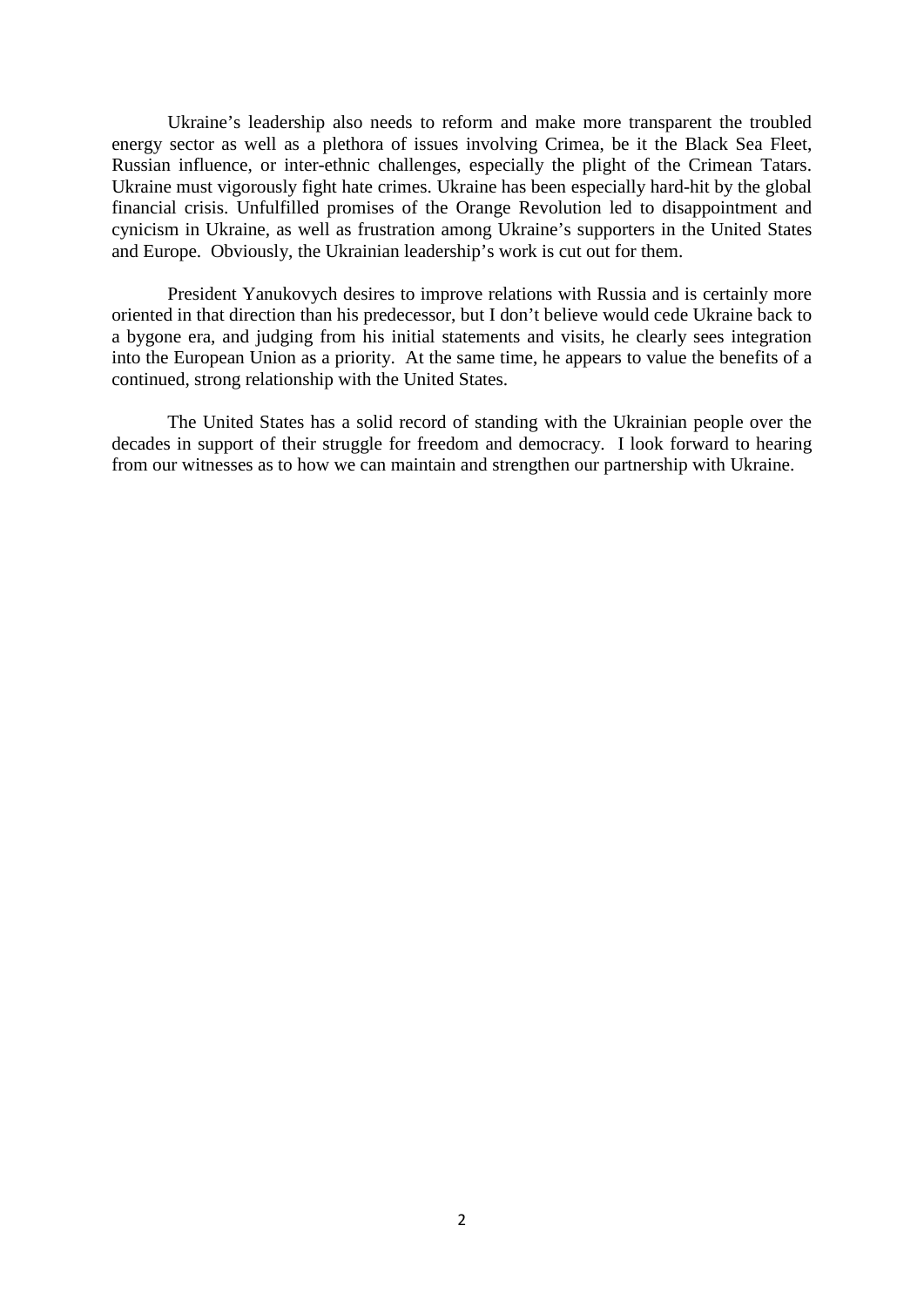Ukraine's leadership also needs to reform and make more transparent the troubled energy sector as well as a plethora of issues involving Crimea, be it the Black Sea Fleet, Russian influence, or inter-ethnic challenges, especially the plight of the Crimean Tatars. Ukraine must vigorously fight hate crimes. Ukraine has been especially hard-hit by the global financial crisis. Unfulfilled promises of the Orange Revolution led to disappointment and cynicism in Ukraine, as well as frustration among Ukraine's supporters in the United States and Europe. Obviously, the Ukrainian leadership's work is cut out for them.

President Yanukovych desires to improve relations with Russia and is certainly more oriented in that direction than his predecessor, but I don't believe would cede Ukraine back to a bygone era, and judging from his initial statements and visits, he clearly sees integration into the European Union as a priority. At the same time, he appears to value the benefits of a continued, strong relationship with the United States.

The United States has a solid record of standing with the Ukrainian people over the decades in support of their struggle for freedom and democracy. I look forward to hearing from our witnesses as to how we can maintain and strengthen our partnership with Ukraine.